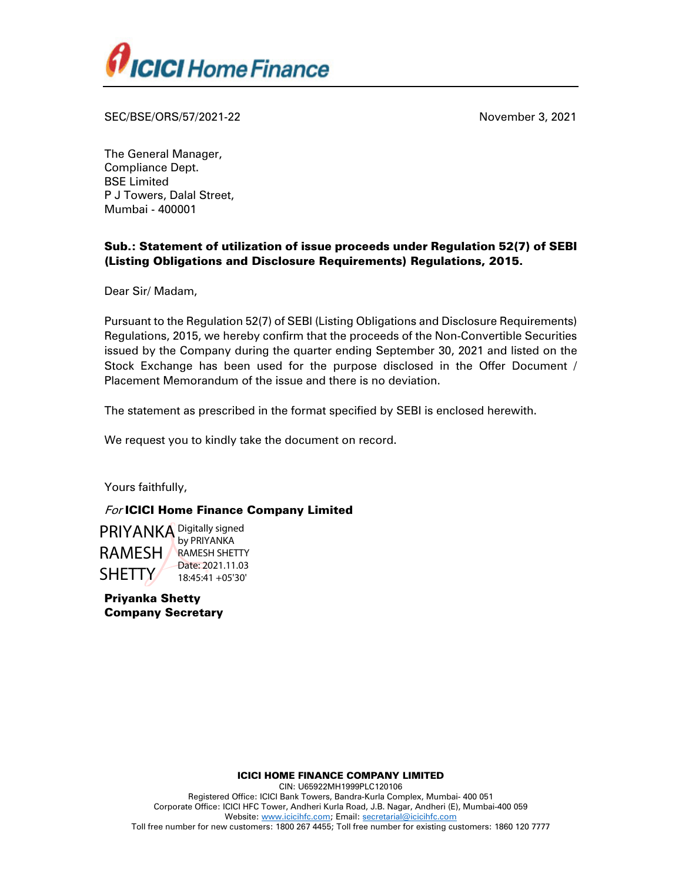SEC/BSE/ORS/57/2021-22

November 3, 2021

The General Manager,
Compliance Dept.
BSE Limited
P J Towers, Dalal Street,
Mumbai - 400001

**Sub.: Statement of utilization of issue proceeds under Regulation 52(7) of SEBI (Listing Obligations and Disclosure Requirements) Regulations, 2015.**

Dear Sir/ Madam,

Pursuant to the Regulation 52(7) of SEBI (Listing Obligations and Disclosure Requirements) Regulations, 2015, we hereby confirm that the proceeds of the Non-Convertible Securities issued by the Company during the quarter ending September 30, 2021 and listed on the Stock Exchange has been used for the purpose disclosed in the Offer Document / Placement Memorandum of the issue and there is no deviation.

The statement as prescribed in the format specified by SEBI is enclosed herewith.

We request you to kindly take the document on record.

Yours faithfully,

*For* **ICICI Home Finance Company Limited**

PRIYANKA RAMESH SHETTY
Digitally signed by PRIYANKA RAMESH SHETTY
Date: 2021.11.03 18:45:41 +05'30'

**Priyanka Shetty**
**Company Secretary**

**ICICI HOME FINANCE COMPANY LIMITED**
CIN: U65922MH1999PLC120106
Registered Office: ICICI Bank Towers, Bandra-Kurla Complex, Mumbai- 400 051
Corporate Office: ICICI HFC Tower, Andheri Kurla Road, J.B. Nagar, Andheri (E), Mumbai-400 059
Website: www.icicihfc.com; Email: secretarial@icicihfc.com
Toll free number for new customers: 1800 267 4455; Toll free number for existing customers: 1860 120 7777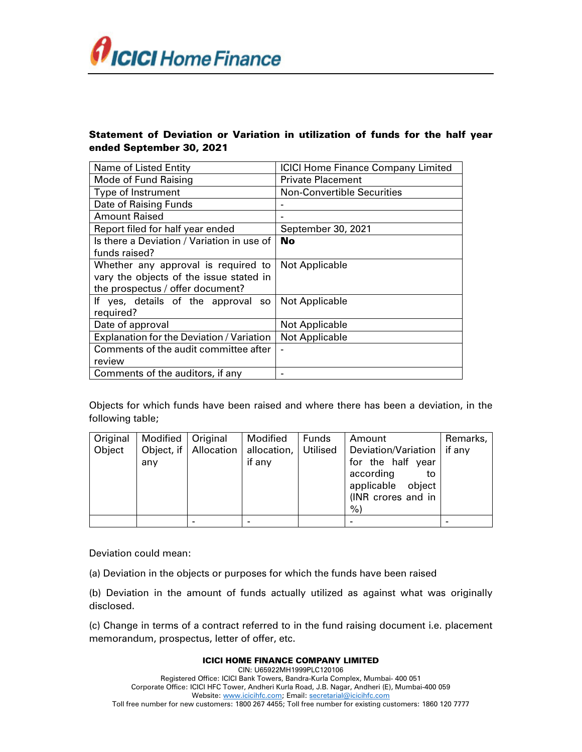**Statement of Deviation or Variation in utilization of funds for the half year ended September 30, 2021**

| | |
|---|---|
| Name of Listed Entity | ICICI Home Finance Company Limited |
| Mode of Fund Raising | Private Placement |
| Type of Instrument | Non-Convertible Securities |
| Date of Raising Funds | - |
| Amount Raised | - |
| Report filed for half year ended | September 30, 2021 |
| Is there a Deviation / Variation in use of funds raised? | **No** |
| Whether any approval is required to vary the objects of the issue stated in the prospectus / offer document? | Not Applicable |
| If yes, details of the approval so required? | Not Applicable |
| Date of approval | Not Applicable |
| Explanation for the Deviation / Variation | Not Applicable |
| Comments of the audit committee after review | - |
| Comments of the auditors, if any | - |

Objects for which funds have been raised and where there has been a deviation, in the following table;

| Original Object | Modified Object, if any | Original Allocation | Modified allocation, if any | Funds Utilised | Amount Deviation/Variation for the half year according to applicable object (INR crores and in %) | Remarks, if any |
|---|---|---|---|---|---|---|
| | | - | - | | - | - |

Deviation could mean:

(a) Deviation in the objects or purposes for which the funds have been raised

(b) Deviation in the amount of funds actually utilized as against what was originally disclosed.

(c) Change in terms of a contract referred to in the fund raising document i.e. placement memorandum, prospectus, letter of offer, etc.

**ICICI HOME FINANCE COMPANY LIMITED**
CIN: U65922MH1999PLC120106
Registered Office: ICICI Bank Towers, Bandra-Kurla Complex, Mumbai- 400 051
Corporate Office: ICICI HFC Tower, Andheri Kurla Road, J.B. Nagar, Andheri (E), Mumbai-400 059
Website: www.icicihfc.com; Email: secretarial@icicihfc.com
Toll free number for new customers: 1800 267 4455; Toll free number for existing customers: 1860 120 7777